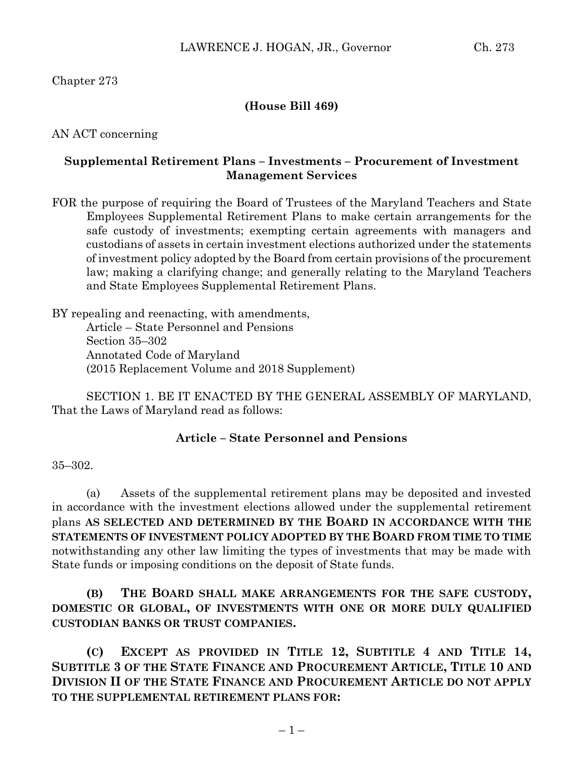Chapter 273

**(House Bill 469)**

AN ACT concerning

**Supplemental Retirement Plans – Investments – Procurement of Investment Management Services**

FOR the purpose of requiring the Board of Trustees of the Maryland Teachers and State Employees Supplemental Retirement Plans to make certain arrangements for the safe custody of investments; exempting certain agreements with managers and custodians of assets in certain investment elections authorized under the statements of investment policy adopted by the Board from certain provisions of the procurement law; making a clarifying change; and generally relating to the Maryland Teachers and State Employees Supplemental Retirement Plans.

BY repealing and reenacting, with amendments,
Article – State Personnel and Pensions
Section 35–302
Annotated Code of Maryland
(2015 Replacement Volume and 2018 Supplement)

SECTION 1. BE IT ENACTED BY THE GENERAL ASSEMBLY OF MARYLAND, That the Laws of Maryland read as follows:

**Article – State Personnel and Pensions**

35–302.

(a) Assets of the supplemental retirement plans may be deposited and invested in accordance with the investment elections allowed under the supplemental retirement plans **AS SELECTED AND DETERMINED BY THE BOARD IN ACCORDANCE WITH THE STATEMENTS OF INVESTMENT POLICY ADOPTED BY THE BOARD FROM TIME TO TIME** notwithstanding any other law limiting the types of investments that may be made with State funds or imposing conditions on the deposit of State funds.

**(B) THE BOARD SHALL MAKE ARRANGEMENTS FOR THE SAFE CUSTODY, DOMESTIC OR GLOBAL, OF INVESTMENTS WITH ONE OR MORE DULY QUALIFIED CUSTODIAN BANKS OR TRUST COMPANIES.**

**(C) EXCEPT AS PROVIDED IN TITLE 12, SUBTITLE 4 AND TITLE 14, SUBTITLE 3 OF THE STATE FINANCE AND PROCUREMENT ARTICLE, TITLE 10 AND DIVISION II OF THE STATE FINANCE AND PROCUREMENT ARTICLE DO NOT APPLY TO THE SUPPLEMENTAL RETIREMENT PLANS FOR:**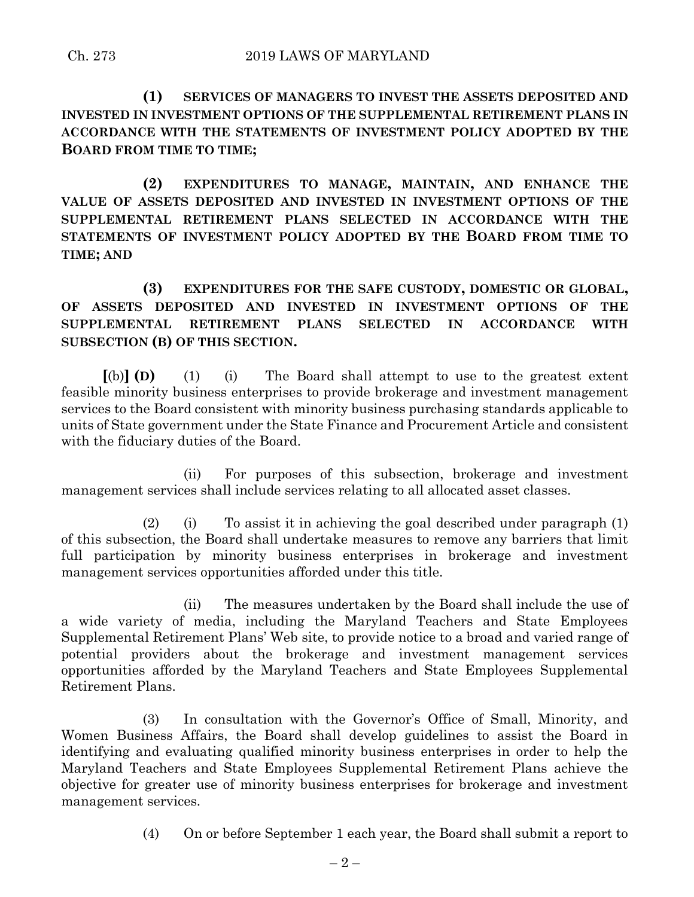**(1) SERVICES OF MANAGERS TO INVEST THE ASSETS DEPOSITED AND INVESTED IN INVESTMENT OPTIONS OF THE SUPPLEMENTAL RETIREMENT PLANS IN ACCORDANCE WITH THE STATEMENTS OF INVESTMENT POLICY ADOPTED BY THE BOARD FROM TIME TO TIME;**

**(2) EXPENDITURES TO MANAGE, MAINTAIN, AND ENHANCE THE VALUE OF ASSETS DEPOSITED AND INVESTED IN INVESTMENT OPTIONS OF THE SUPPLEMENTAL RETIREMENT PLANS SELECTED IN ACCORDANCE WITH THE STATEMENTS OF INVESTMENT POLICY ADOPTED BY THE BOARD FROM TIME TO TIME; AND**

**(3) EXPENDITURES FOR THE SAFE CUSTODY, DOMESTIC OR GLOBAL, OF ASSETS DEPOSITED AND INVESTED IN INVESTMENT OPTIONS OF THE SUPPLEMENTAL RETIREMENT PLANS SELECTED IN ACCORDANCE WITH SUBSECTION (B) OF THIS SECTION.**

**[**(b)**] (D)** (1) (i) The Board shall attempt to use to the greatest extent feasible minority business enterprises to provide brokerage and investment management services to the Board consistent with minority business purchasing standards applicable to units of State government under the State Finance and Procurement Article and consistent with the fiduciary duties of the Board.

(ii) For purposes of this subsection, brokerage and investment management services shall include services relating to all allocated asset classes.

(2) (i) To assist it in achieving the goal described under paragraph (1) of this subsection, the Board shall undertake measures to remove any barriers that limit full participation by minority business enterprises in brokerage and investment management services opportunities afforded under this title.

(ii) The measures undertaken by the Board shall include the use of a wide variety of media, including the Maryland Teachers and State Employees Supplemental Retirement Plans' Web site, to provide notice to a broad and varied range of potential providers about the brokerage and investment management services opportunities afforded by the Maryland Teachers and State Employees Supplemental Retirement Plans.

(3) In consultation with the Governor's Office of Small, Minority, and Women Business Affairs, the Board shall develop guidelines to assist the Board in identifying and evaluating qualified minority business enterprises in order to help the Maryland Teachers and State Employees Supplemental Retirement Plans achieve the objective for greater use of minority business enterprises for brokerage and investment management services.

(4) On or before September 1 each year, the Board shall submit a report to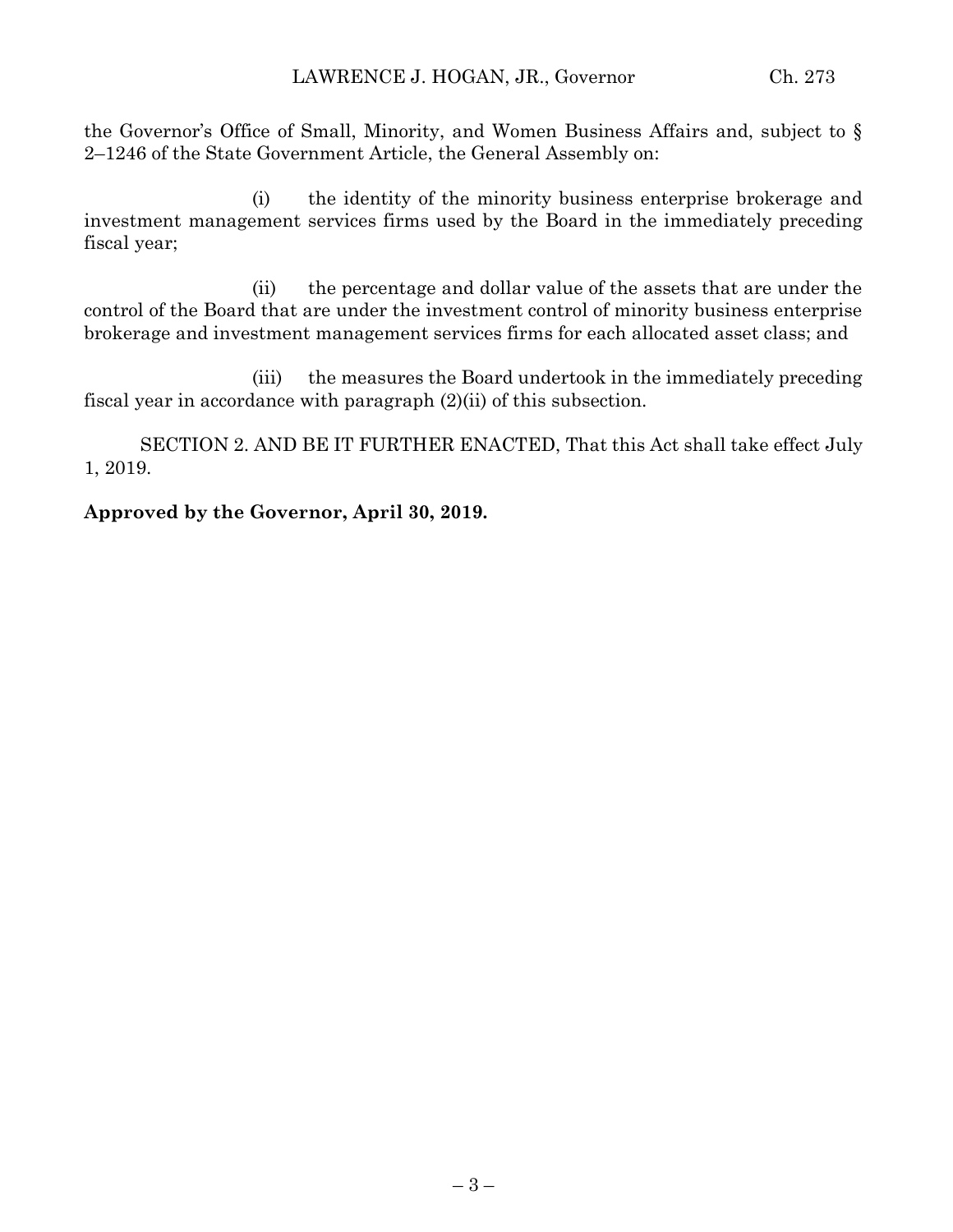the Governor's Office of Small, Minority, and Women Business Affairs and, subject to § 2–1246 of the State Government Article, the General Assembly on:

(i) the identity of the minority business enterprise brokerage and investment management services firms used by the Board in the immediately preceding fiscal year;

(ii) the percentage and dollar value of the assets that are under the control of the Board that are under the investment control of minority business enterprise brokerage and investment management services firms for each allocated asset class; and

(iii) the measures the Board undertook in the immediately preceding fiscal year in accordance with paragraph (2)(ii) of this subsection.

SECTION 2. AND BE IT FURTHER ENACTED, That this Act shall take effect July 1, 2019.

**Approved by the Governor, April 30, 2019.**